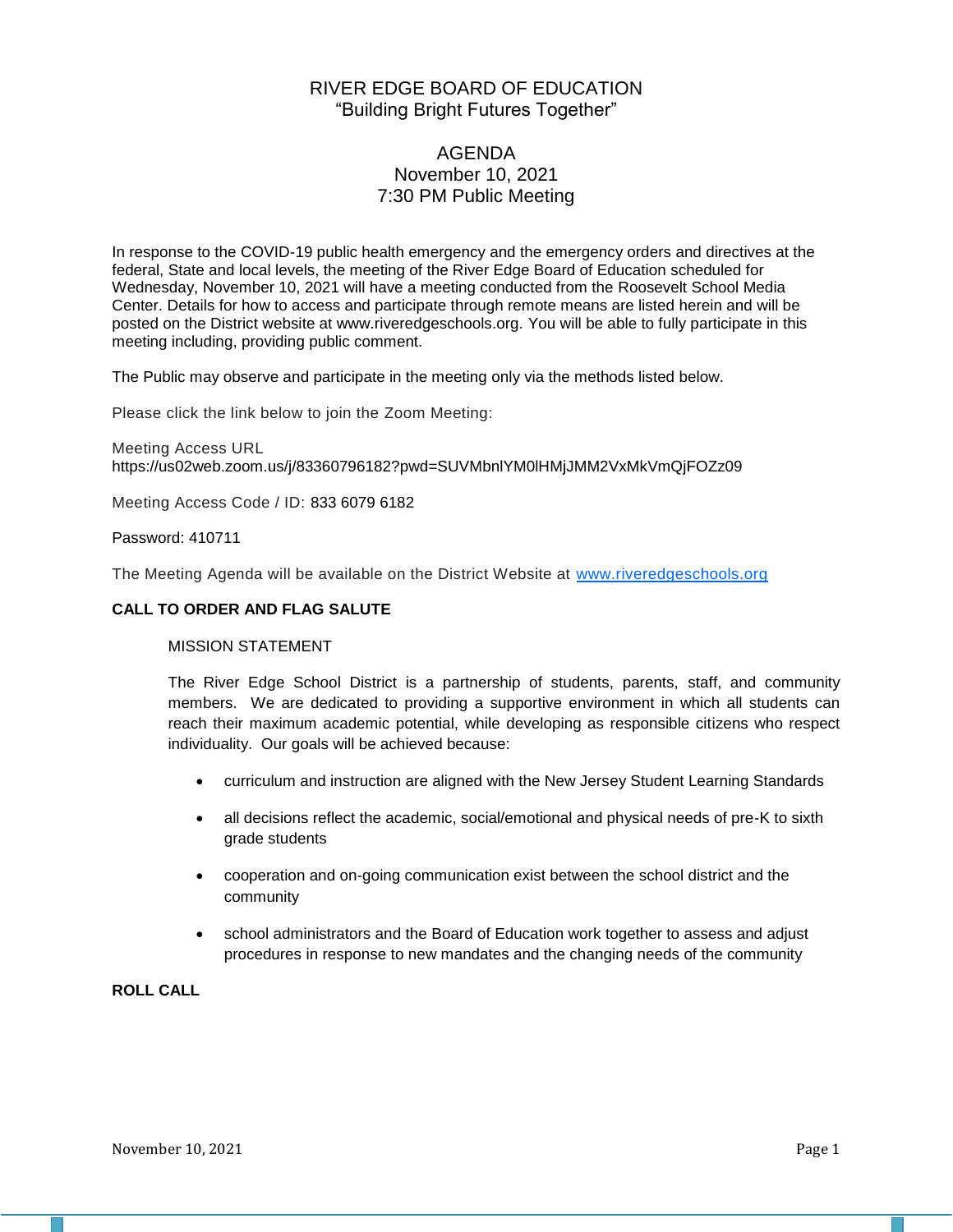# RIVER EDGE BOARD OF EDUCATION
"Building Bright Futures Together"

## AGENDA
November 10, 2021
7:30 PM Public Meeting

In response to the COVID-19 public health emergency and the emergency orders and directives at the federal, State and local levels, the meeting of the River Edge Board of Education scheduled for Wednesday, November 10, 2021 will have a meeting conducted from the Roosevelt School Media Center. Details for how to access and participate through remote means are listed herein and will be posted on the District website at www.riveredgeschools.org. You will be able to fully participate in this meeting including, providing public comment.

The Public may observe and participate in the meeting only via the methods listed below.

Please click the link below to join the Zoom Meeting:

Meeting Access URL
https://us02web.zoom.us/j/83360796182?pwd=SUVMbnlYM0lHMjJMM2VxMkVmQjFOZz09

Meeting Access Code / ID: 833 6079 6182

Password: 410711

The Meeting Agenda will be available on the District Website at [www.riveredgeschools.org](http://www.riveredgeschools.org)

**CALL TO ORDER AND FLAG SALUTE**

MISSION STATEMENT

The River Edge School District is a partnership of students, parents, staff, and community members. We are dedicated to providing a supportive environment in which all students can reach their maximum academic potential, while developing as responsible citizens who respect individuality. Our goals will be achieved because:

- curriculum and instruction are aligned with the New Jersey Student Learning Standards
- all decisions reflect the academic, social/emotional and physical needs of pre-K to sixth grade students
- cooperation and on-going communication exist between the school district and the community
- school administrators and the Board of Education work together to assess and adjust procedures in response to new mandates and the changing needs of the community

**ROLL CALL**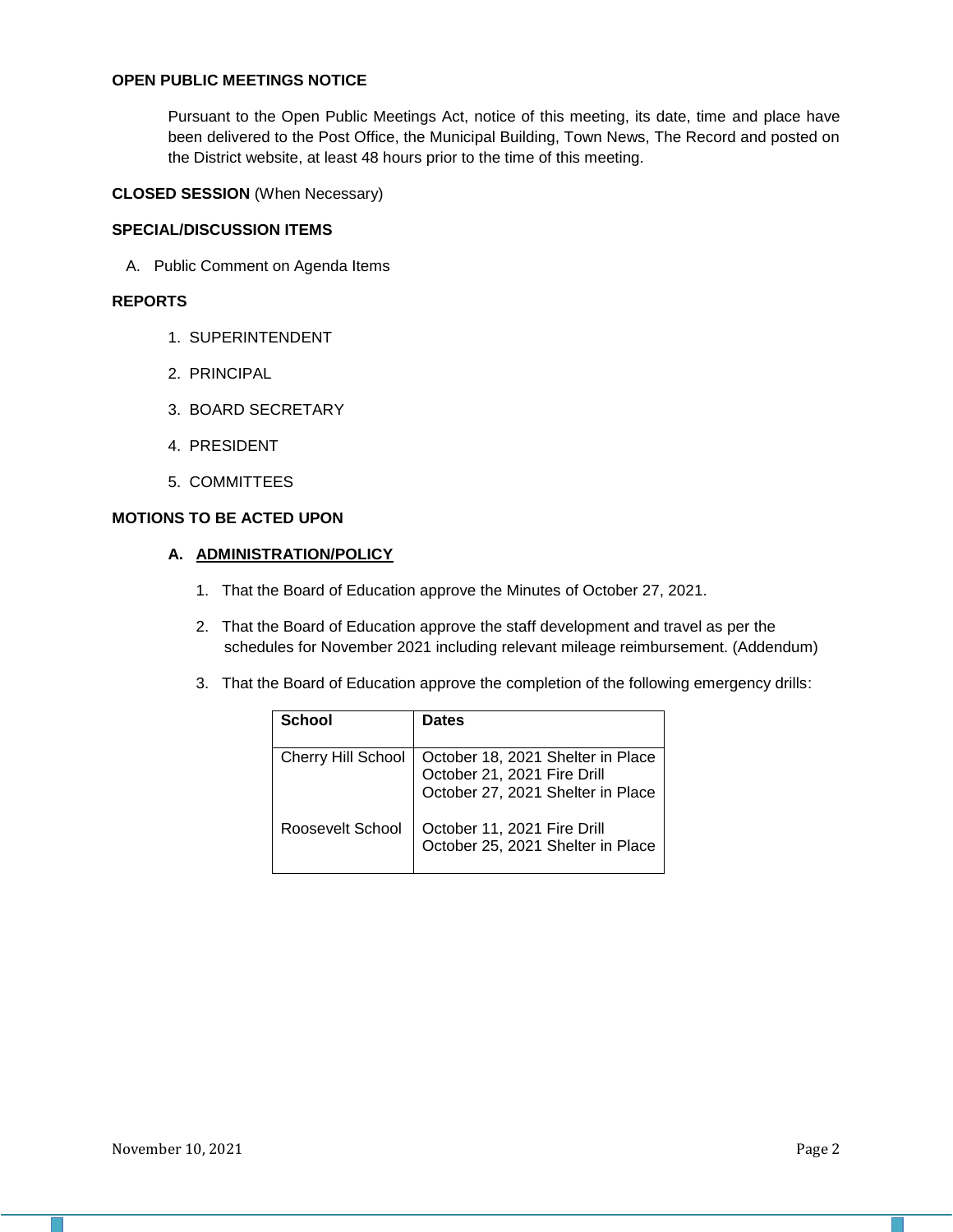**OPEN PUBLIC MEETINGS NOTICE**

Pursuant to the Open Public Meetings Act, notice of this meeting, its date, time and place have been delivered to the Post Office, the Municipal Building, Town News, The Record and posted on the District website, at least 48 hours prior to the time of this meeting.

**CLOSED SESSION** (When Necessary)

**SPECIAL/DISCUSSION ITEMS**

A. Public Comment on Agenda Items

**REPORTS**

1. SUPERINTENDENT
2. PRINCIPAL
3. BOARD SECRETARY
4. PRESIDENT
5. COMMITTEES

**MOTIONS TO BE ACTED UPON**

**A. ADMINISTRATION/POLICY**

1. That the Board of Education approve the Minutes of October 27, 2021.
2. That the Board of Education approve the staff development and travel as per the schedules for November 2021 including relevant mileage reimbursement. (Addendum)
3. That the Board of Education approve the completion of the following emergency drills:

| School | Dates |
|---|---|
| Cherry Hill School | October 18, 2021 Shelter in Place<br>October 21, 2021 Fire Drill<br>October 27, 2021 Shelter in Place |
| Roosevelt School | October 11, 2021 Fire Drill<br>October 25, 2021 Shelter in Place |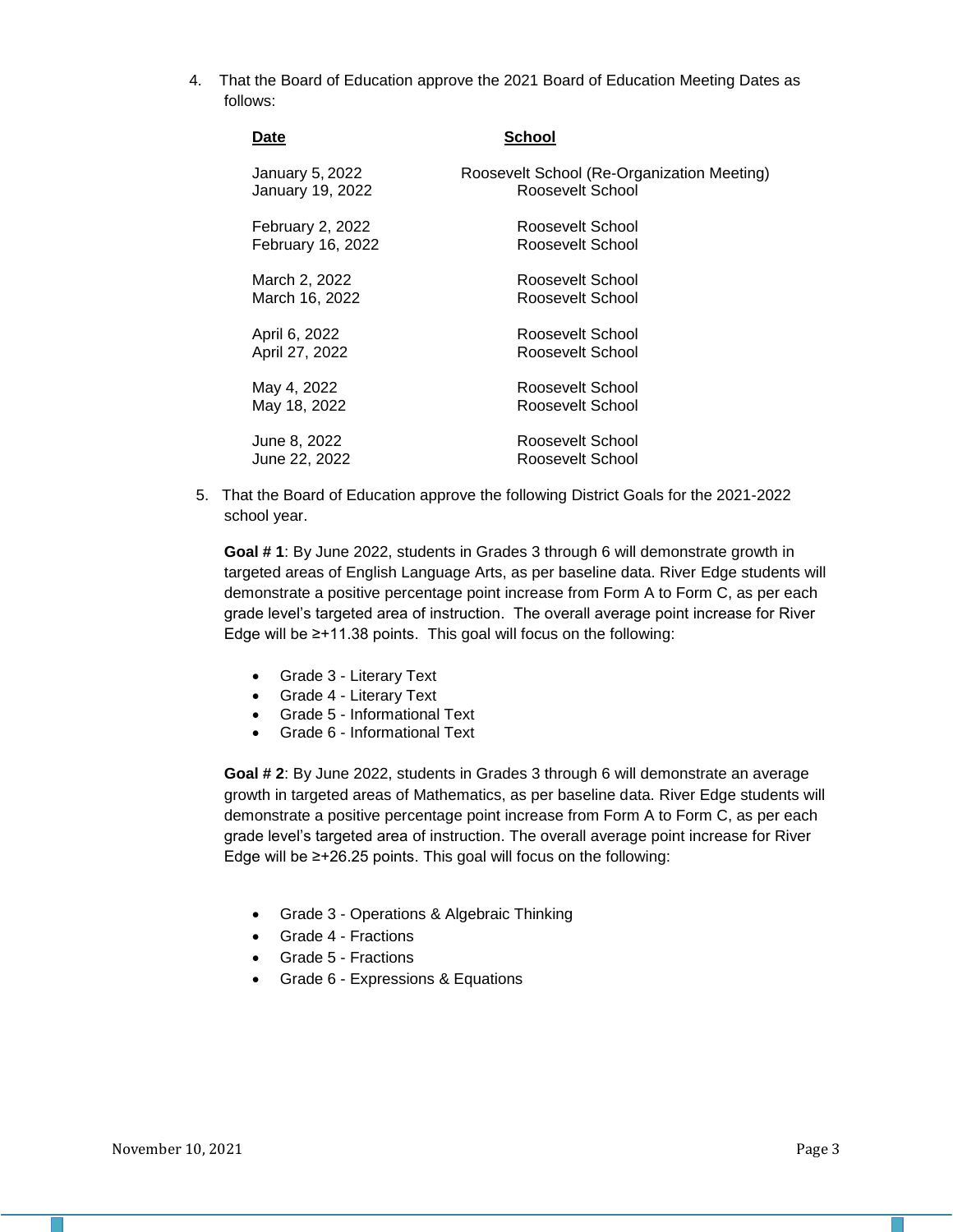4. That the Board of Education approve the 2021 Board of Education Meeting Dates as follows:

| Date | School |
|---|---|
| January 5, 2022 | Roosevelt School (Re-Organization Meeting) |
| January 19, 2022 | Roosevelt School |
| February 2, 2022 | Roosevelt School |
| February 16, 2022 | Roosevelt School |
| March 2, 2022 | Roosevelt School |
| March 16, 2022 | Roosevelt School |
| April 6, 2022 | Roosevelt School |
| April 27, 2022 | Roosevelt School |
| May 4, 2022 | Roosevelt School |
| May 18, 2022 | Roosevelt School |
| June 8, 2022 | Roosevelt School |
| June 22, 2022 | Roosevelt School |

5. That the Board of Education approve the following District Goals for the 2021-2022 school year.

**Goal # 1**: By June 2022, students in Grades 3 through 6 will demonstrate growth in targeted areas of English Language Arts, as per baseline data. River Edge students will demonstrate a positive percentage point increase from Form A to Form C, as per each grade level's targeted area of instruction. The overall average point increase for River Edge will be ≥+11.38 points. This goal will focus on the following:

- Grade 3 - Literary Text
- Grade 4 - Literary Text
- Grade 5 - Informational Text
- Grade 6 - Informational Text

**Goal # 2**: By June 2022, students in Grades 3 through 6 will demonstrate an average growth in targeted areas of Mathematics, as per baseline data. River Edge students will demonstrate a positive percentage point increase from Form A to Form C, as per each grade level's targeted area of instruction. The overall average point increase for River Edge will be ≥+26.25 points. This goal will focus on the following:

- Grade 3 - Operations & Algebraic Thinking
- Grade 4 - Fractions
- Grade 5 - Fractions
- Grade 6 - Expressions & Equations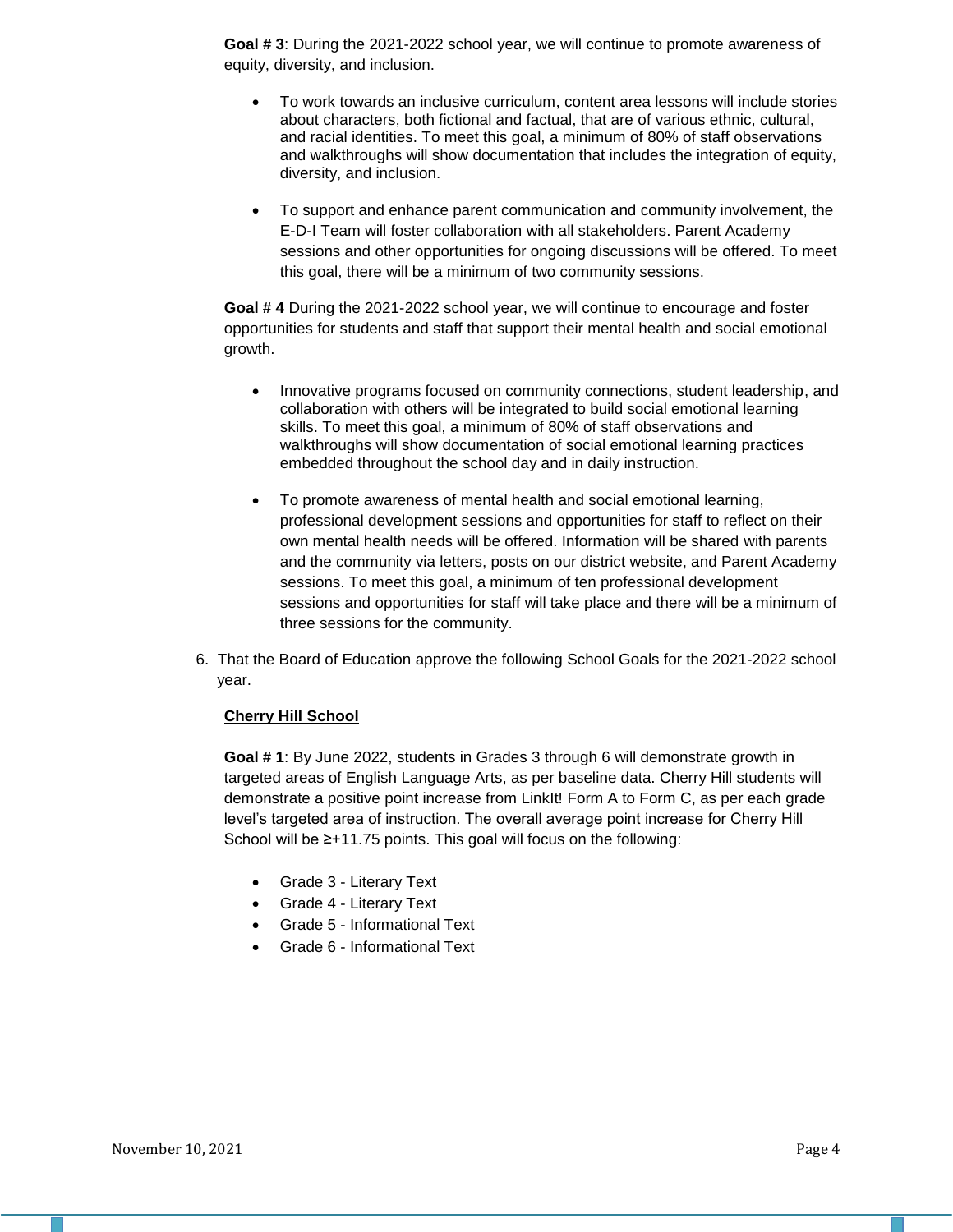**Goal # 3**: During the 2021-2022 school year, we will continue to promote awareness of equity, diversity, and inclusion.

- To work towards an inclusive curriculum, content area lessons will include stories about characters, both fictional and factual, that are of various ethnic, cultural, and racial identities. To meet this goal, a minimum of 80% of staff observations and walkthroughs will show documentation that includes the integration of equity, diversity, and inclusion.

- To support and enhance parent communication and community involvement, the E-D-I Team will foster collaboration with all stakeholders. Parent Academy sessions and other opportunities for ongoing discussions will be offered. To meet this goal, there will be a minimum of two community sessions.

**Goal # 4** During the 2021-2022 school year, we will continue to encourage and foster opportunities for students and staff that support their mental health and social emotional growth.

- Innovative programs focused on community connections, student leadership, and collaboration with others will be integrated to build social emotional learning skills. To meet this goal, a minimum of 80% of staff observations and walkthroughs will show documentation of social emotional learning practices embedded throughout the school day and in daily instruction.

- To promote awareness of mental health and social emotional learning, professional development sessions and opportunities for staff to reflect on their own mental health needs will be offered. Information will be shared with parents and the community via letters, posts on our district website, and Parent Academy sessions. To meet this goal, a minimum of ten professional development sessions and opportunities for staff will take place and there will be a minimum of three sessions for the community.

6. That the Board of Education approve the following School Goals for the 2021-2022 school year.

**<u>Cherry Hill School</u>**

**Goal # 1**: By June 2022, students in Grades 3 through 6 will demonstrate growth in targeted areas of English Language Arts, as per baseline data. Cherry Hill students will demonstrate a positive point increase from LinkIt! Form A to Form C, as per each grade level's targeted area of instruction. The overall average point increase for Cherry Hill School will be ≥+11.75 points. This goal will focus on the following:

- Grade 3 - Literary Text
- Grade 4 - Literary Text
- Grade 5 - Informational Text
- Grade 6 - Informational Text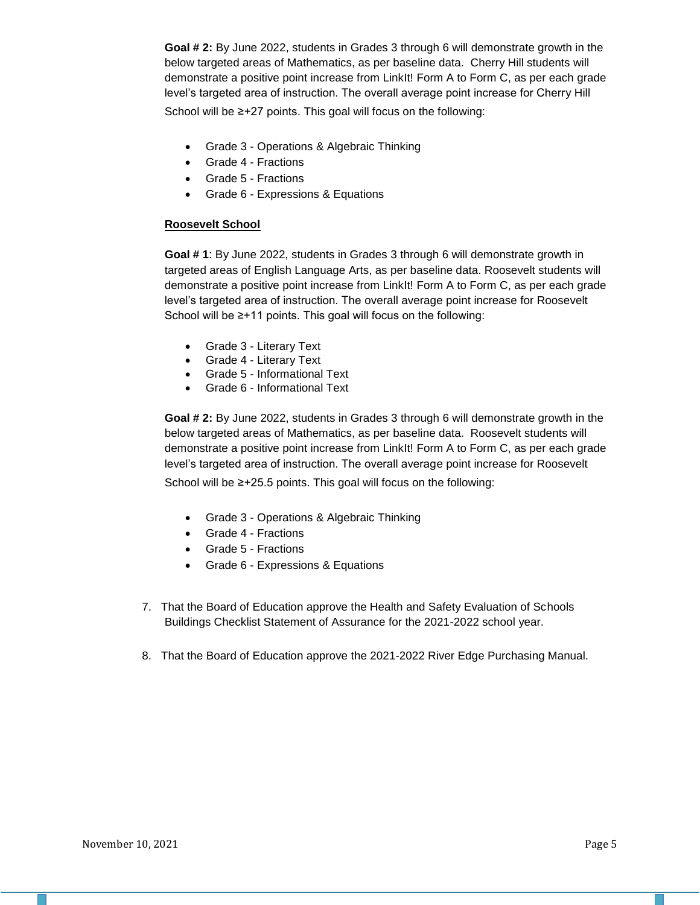**Goal # 2:** By June 2022, students in Grades 3 through 6 will demonstrate growth in the below targeted areas of Mathematics, as per baseline data. Cherry Hill students will demonstrate a positive point increase from LinkIt! Form A to Form C, as per each grade level's targeted area of instruction. The overall average point increase for Cherry Hill School will be ≥+27 points. This goal will focus on the following:

- Grade 3 - Operations & Algebraic Thinking
- Grade 4 - Fractions
- Grade 5 - Fractions
- Grade 6 - Expressions & Equations

**Roosevelt School**

**Goal # 1**: By June 2022, students in Grades 3 through 6 will demonstrate growth in targeted areas of English Language Arts, as per baseline data. Roosevelt students will demonstrate a positive point increase from LinkIt! Form A to Form C, as per each grade level's targeted area of instruction. The overall average point increase for Roosevelt School will be ≥+11 points. This goal will focus on the following:

- Grade 3 - Literary Text
- Grade 4 - Literary Text
- Grade 5 - Informational Text
- Grade 6 - Informational Text

**Goal # 2:** By June 2022, students in Grades 3 through 6 will demonstrate growth in the below targeted areas of Mathematics, as per baseline data. Roosevelt students will demonstrate a positive point increase from LinkIt! Form A to Form C, as per each grade level's targeted area of instruction. The overall average point increase for Roosevelt School will be ≥+25.5 points. This goal will focus on the following:

- Grade 3 - Operations & Algebraic Thinking
- Grade 4 - Fractions
- Grade 5 - Fractions
- Grade 6 - Expressions & Equations

7. That the Board of Education approve the Health and Safety Evaluation of Schools Buildings Checklist Statement of Assurance for the 2021-2022 school year.

8. That the Board of Education approve the 2021-2022 River Edge Purchasing Manual.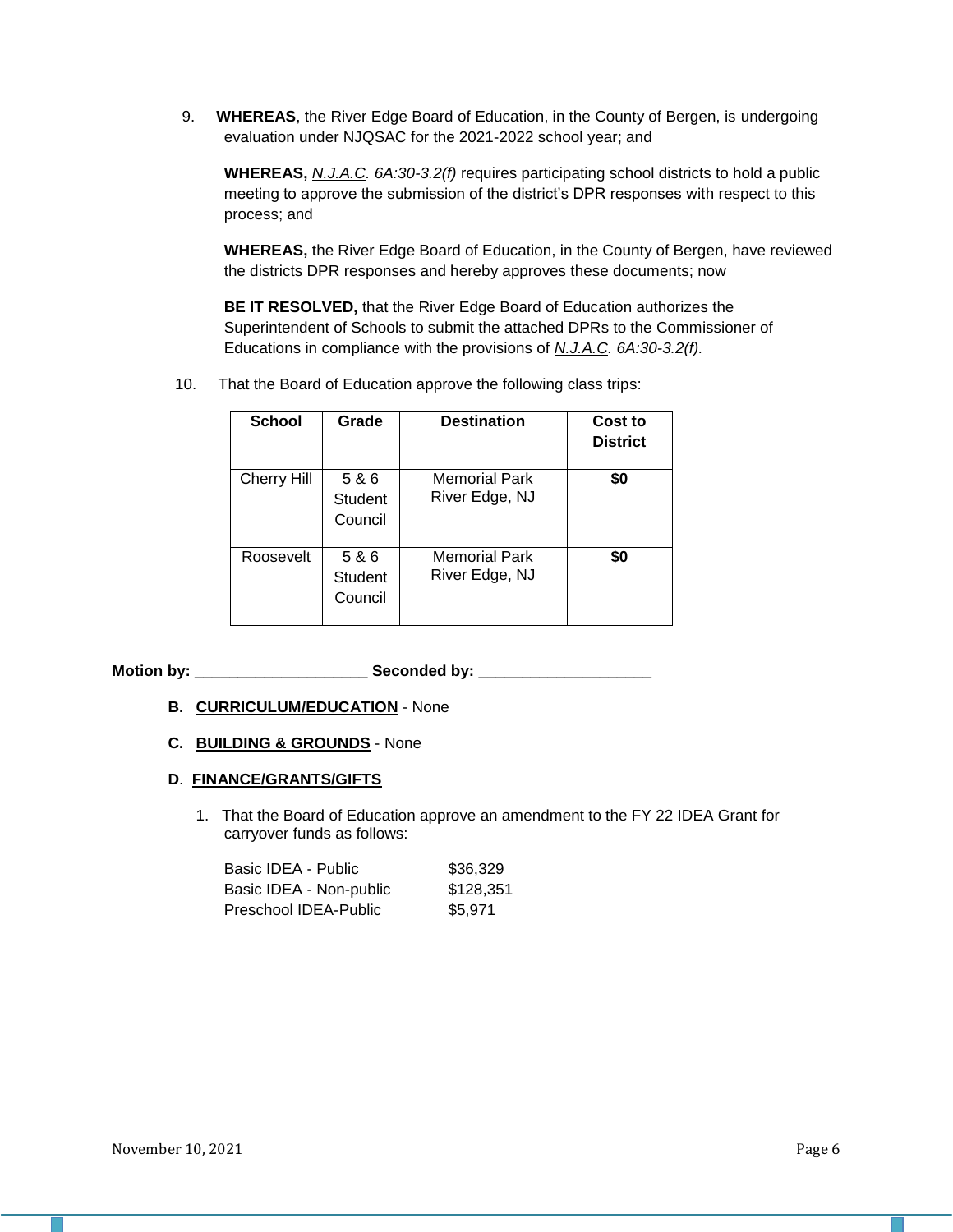9. **WHEREAS**, the River Edge Board of Education, in the County of Bergen, is undergoing evaluation under NJQSAC for the 2021-2022 school year; and

   **WHEREAS,** *N.J.A.C. 6A:30-3.2(f)* requires participating school districts to hold a public meeting to approve the submission of the district's DPR responses with respect to this process; and

   **WHEREAS,** the River Edge Board of Education, in the County of Bergen, have reviewed the districts DPR responses and hereby approves these documents; now

   **BE IT RESOLVED,** that the River Edge Board of Education authorizes the Superintendent of Schools to submit the attached DPRs to the Commissioner of Educations in compliance with the provisions of *N.J.A.C. 6A:30-3.2(f).*

10. That the Board of Education approve the following class trips:

| School | Grade | Destination | Cost to District |
|---|---|---|---|
| Cherry Hill | 5 & 6 Student Council | Memorial Park River Edge, NJ | **$0** |
| Roosevelt | 5 & 6 Student Council | Memorial Park River Edge, NJ | **$0** |

**Motion by: ____________________ Seconded by: ____________________**

**B. CURRICULUM/EDUCATION** - None

**C. BUILDING & GROUNDS** - None

**D. FINANCE/GRANTS/GIFTS**

1. That the Board of Education approve an amendment to the FY 22 IDEA Grant for carryover funds as follows:

| | |
|---|---|
| Basic IDEA - Public | $36,329 |
| Basic IDEA - Non-public | $128,351 |
| Preschool IDEA-Public | $5,971 |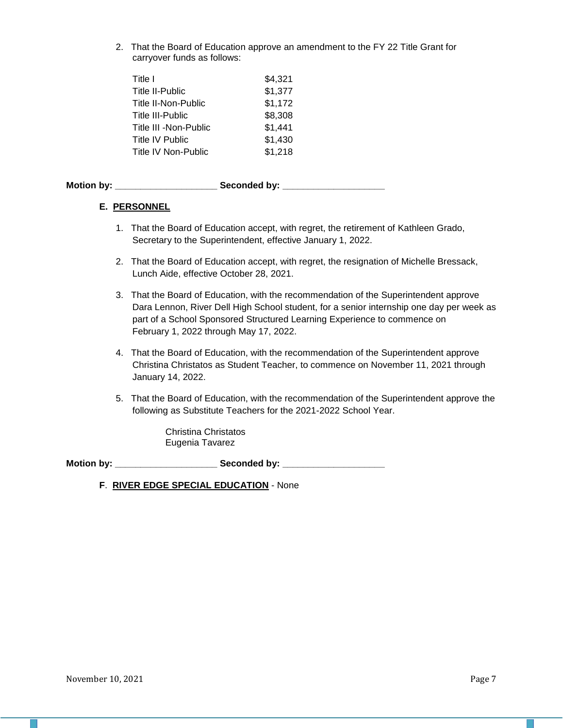2. That the Board of Education approve an amendment to the FY 22 Title Grant for carryover funds as follows:

| | |
|---|---|
| Title I | $4,321 |
| Title II-Public | $1,377 |
| Title II-Non-Public | $1,172 |
| Title III-Public | $8,308 |
| Title III -Non-Public | $1,441 |
| Title IV Public | $1,430 |
| Title IV Non-Public | $1,218 |

**Motion by: ____________________ Seconded by: ____________________**

**E. PERSONNEL**

1. That the Board of Education accept, with regret, the retirement of Kathleen Grado, Secretary to the Superintendent, effective January 1, 2022.

2. That the Board of Education accept, with regret, the resignation of Michelle Bressack, Lunch Aide, effective October 28, 2021.

3. That the Board of Education, with the recommendation of the Superintendent approve Dara Lennon, River Dell High School student, for a senior internship one day per week as part of a School Sponsored Structured Learning Experience to commence on February 1, 2022 through May 17, 2022.

4. That the Board of Education, with the recommendation of the Superintendent approve Christina Christatos as Student Teacher, to commence on November 11, 2021 through January 14, 2022.

5. That the Board of Education, with the recommendation of the Superintendent approve the following as Substitute Teachers for the 2021-2022 School Year.

   Christina Christatos
   Eugenia Tavarez

**Motion by: ____________________ Seconded by: ____________________**

**F. RIVER EDGE SPECIAL EDUCATION** - None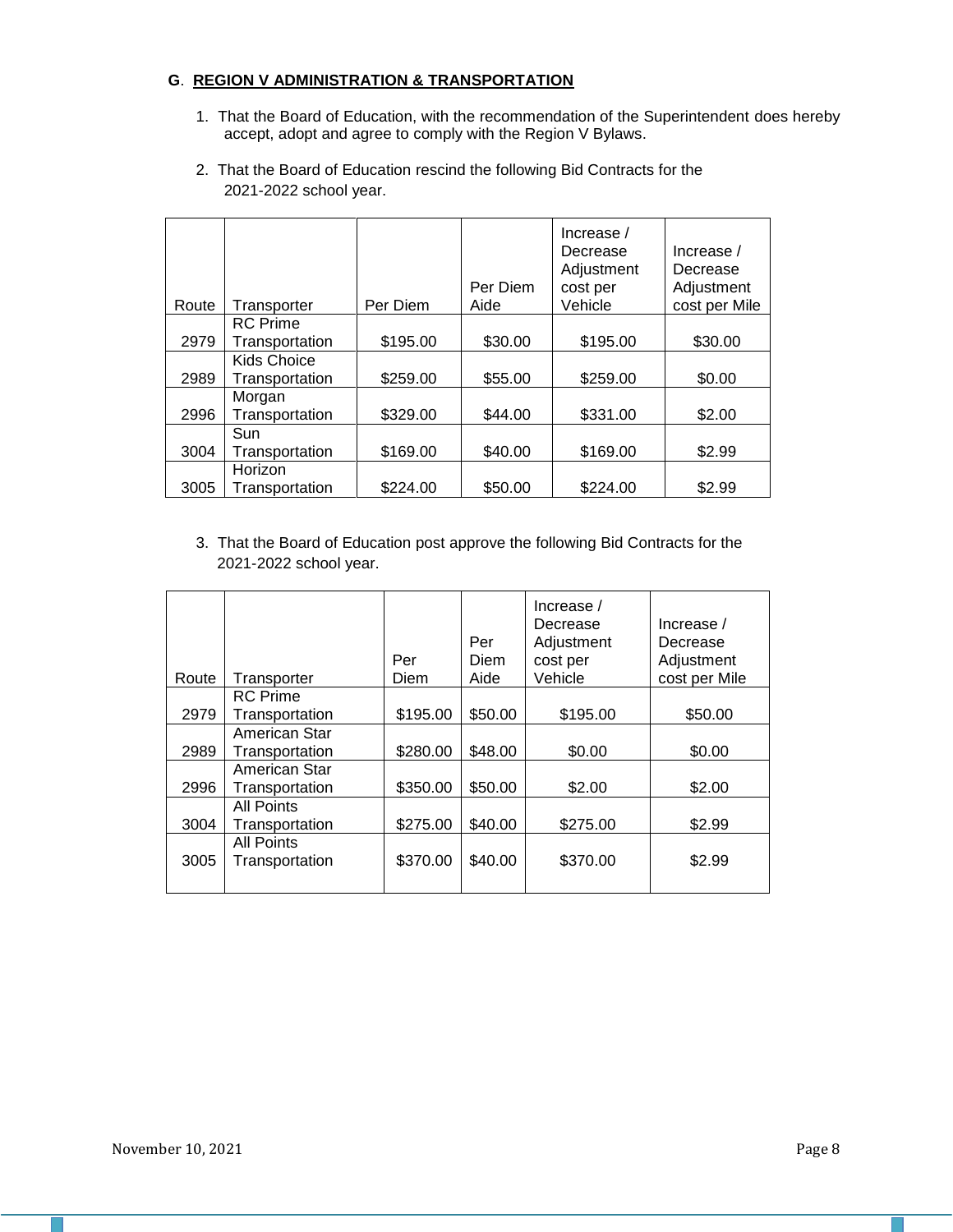**G**. **REGION V ADMINISTRATION & TRANSPORTATION**

1. That the Board of Education, with the recommendation of the Superintendent does hereby accept, adopt and agree to comply with the Region V Bylaws.

2. That the Board of Education rescind the following Bid Contracts for the 2021-2022 school year.

| Route | Transporter | Per Diem | Per Diem Aide | Increase / Decrease Adjustment cost per Vehicle | Increase / Decrease Adjustment cost per Mile |
|---|---|---|---|---|---|
| 2979 | RC Prime Transportation | $195.00 | $30.00 | $195.00 | $30.00 |
| 2989 | Kids Choice Transportation | $259.00 | $55.00 | $259.00 | $0.00 |
| 2996 | Morgan Transportation | $329.00 | $44.00 | $331.00 | $2.00 |
| 3004 | Sun Transportation | $169.00 | $40.00 | $169.00 | $2.99 |
| 3005 | Horizon Transportation | $224.00 | $50.00 | $224.00 | $2.99 |

3. That the Board of Education post approve the following Bid Contracts for the 2021-2022 school year.

| Route | Transporter | Per Diem | Per Diem Aide | Increase / Decrease Adjustment cost per Vehicle | Increase / Decrease Adjustment cost per Mile |
|---|---|---|---|---|---|
| 2979 | RC Prime Transportation | $195.00 | $50.00 | $195.00 | $50.00 |
| 2989 | American Star Transportation | $280.00 | $48.00 | $0.00 | $0.00 |
| 2996 | American Star Transportation | $350.00 | $50.00 | $2.00 | $2.00 |
| 3004 | All Points Transportation | $275.00 | $40.00 | $275.00 | $2.99 |
| 3005 | All Points Transportation | $370.00 | $40.00 | $370.00 | $2.99 |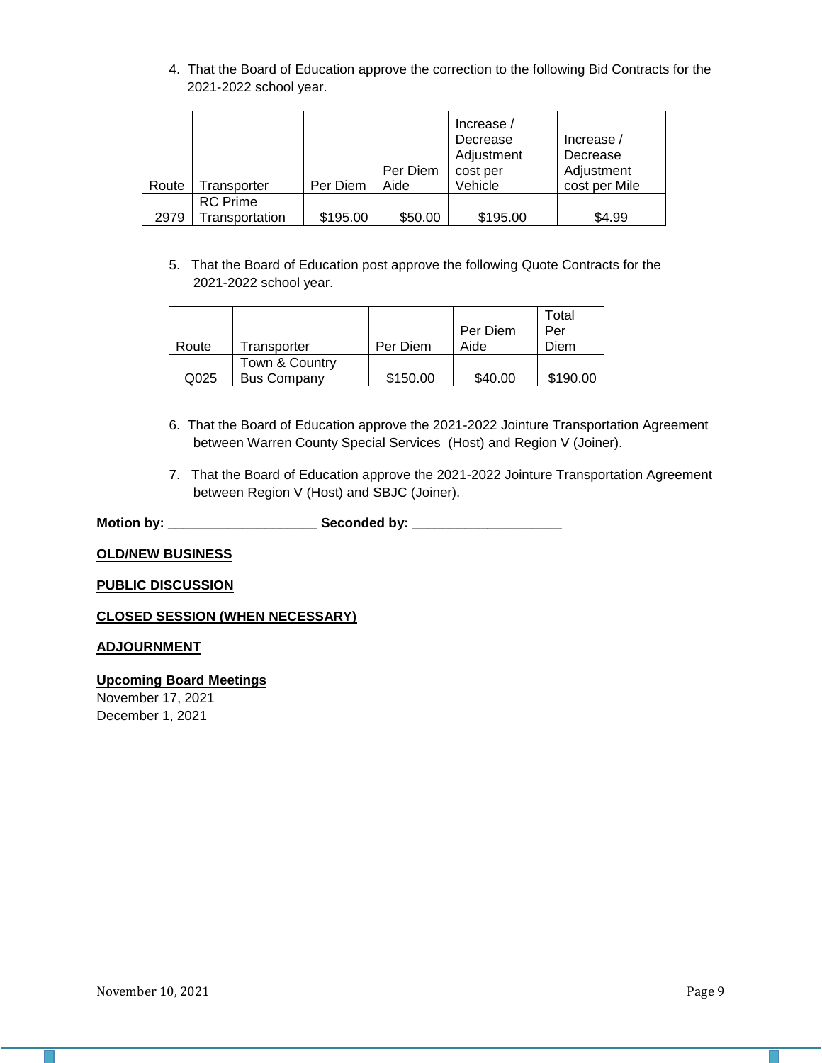4. That the Board of Education approve the correction to the following Bid Contracts for the 2021-2022 school year.

| Route | Transporter | Per Diem | Per Diem Aide | Increase / Decrease Adjustment cost per Vehicle | Increase / Decrease Adjustment cost per Mile |
|---|---|---|---|---|---|
| 2979 | RC Prime Transportation | $195.00 | $50.00 | $195.00 | $4.99 |

5. That the Board of Education post approve the following Quote Contracts for the 2021-2022 school year.

| Route | Transporter | Per Diem | Per Diem Aide | Total Per Diem |
|---|---|---|---|---|
| Q025 | Town & Country Bus Company | $150.00 | $40.00 | $190.00 |

6. That the Board of Education approve the 2021-2022 Jointure Transportation Agreement between Warren County Special Services (Host) and Region V (Joiner).

7. That the Board of Education approve the 2021-2022 Jointure Transportation Agreement between Region V (Host) and SBJC (Joiner).

**Motion by: ____________________ Seconded by: ____________________**

**OLD/NEW BUSINESS**

**PUBLIC DISCUSSION**

**CLOSED SESSION (WHEN NECESSARY)**

**ADJOURNMENT**

**Upcoming Board Meetings**

November 17, 2021

December 1, 2021